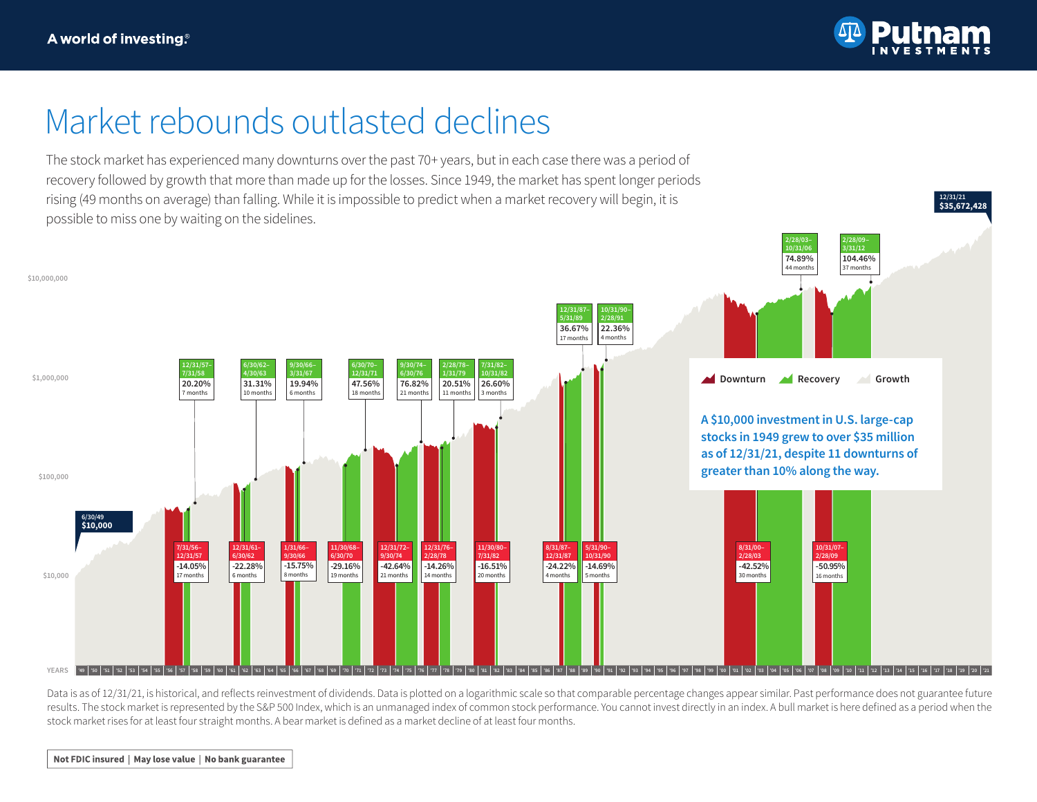A world of investing.®

# Market rebounds outlasted declines

The stock market has experienced many downturns over the past 70+ years, but in each case there was a period of recovery followed by growth that more than made up for the losses. Since 1949, the market has spent longer periods rising (49 months on average) than falling. While it is impossible to predict when a market recovery will begin, it is possible to miss one by waiting on the sidelines.

6/30/49 $10,000

12/31/21 $35,672,428

| Downturn | | | Recovery | | |
|---|---|---|---|---|---|
| Period | Change | Length | Period | Change | Length |
| 7/31/56–12/31/57 | -14.05% | 17 months | 12/31/57–7/31/58 | 20.20% | 7 months |
| 12/31/61–6/30/62 | -22.28% | 6 months | 6/30/62–4/30/63 | 31.31% | 10 months |
| 1/31/66–9/30/66 | -15.75% | 8 months | 9/30/66–3/31/67 | 19.94% | 6 months |
| 11/30/68–6/30/70 | -29.16% | 19 months | 6/30/70–12/31/71 | 47.56% | 18 months |
| 12/31/72–9/30/74 | -42.64% | 21 months | 9/30/74–6/30/76 | 76.82% | 21 months |
| 12/31/76–2/28/78 | -14.26% | 14 months | 2/28/78–1/31/79 | 20.51% | 11 months |
| 11/30/80–7/31/82 | -16.51% | 20 months | 7/31/82–10/31/82 | 26.60% | 3 months |
| 8/31/87–12/31/87 | -24.22% | 4 months | 12/31/87–5/31/89 | 36.67% | 17 months |
| 5/31/90–10/31/90 | -14.69% | 5 months | 10/31/90–2/28/91 | 22.36% | 4 months |
| 8/31/00–2/28/03 | -42.52% | 30 months | 2/28/03–10/31/06 | 74.89% | 44 months |
| 10/31/07–2/28/09 | -50.95% | 16 months | 2/28/09–3/31/12 | 104.46% | 37 months |

Downturn | Recovery | Growth

**A $10,000 investment in U.S. large-cap stocks in 1949 grew to over $35 million as of 12/31/21, despite 11 downturns of greater than 10% along the way.**

Data is as of 12/31/21, is historical, and reflects reinvestment of dividends. Data is plotted on a logarithmic scale so that comparable percentage changes appear similar. Past performance does not guarantee future results. The stock market is represented by the S&P 500 Index, which is an unmanaged index of common stock performance. You cannot invest directly in an index. A bull market is here defined as a period when the stock market rises for at least four straight months. A bear market is defined as a market decline of at least four months.

Not FDIC insured | May lose value | No bank guarantee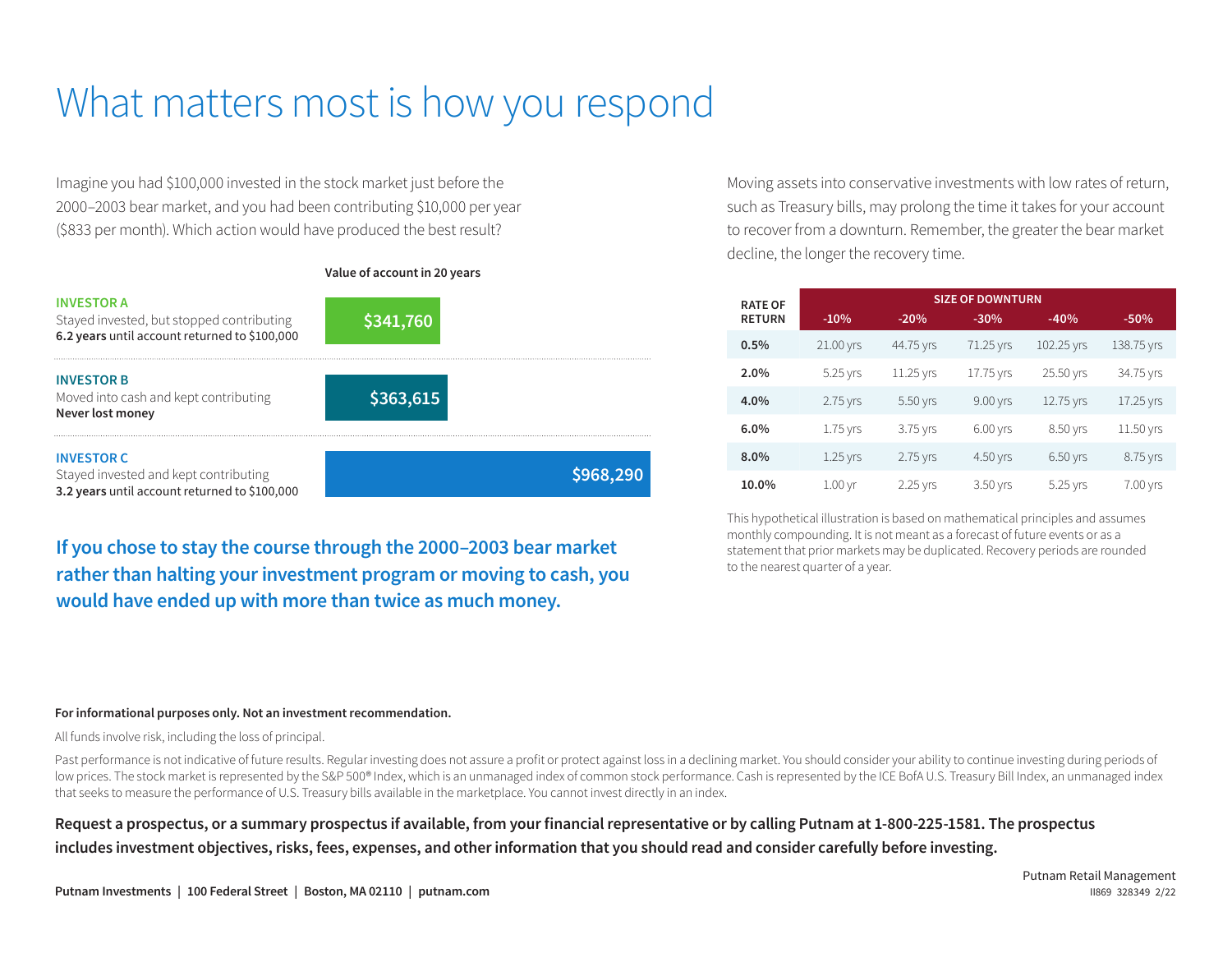# What matters most is how you respond

Imagine you had $100,000 invested in the stock market just before the 2000–2003 bear market, and you had been contributing $10,000 per year ($833 per month). Which action would have produced the best result?

Value of account in 20 years

**INVESTOR A**
Stayed invested, but stopped contributing
**6.2 years** until account returned to $100,000

$341,760

**INVESTOR B**
Moved into cash and kept contributing
**Never lost money**

$363,615

**INVESTOR C**
Stayed invested and kept contributing
**3.2 years** until account returned to $100,000

$968,290

**If you chose to stay the course through the 2000–2003 bear market rather than halting your investment program or moving to cash, you would have ended up with more than twice as much money.**

Moving assets into conservative investments with low rates of return, such as Treasury bills, may prolong the time it takes for your account to recover from a downturn. Remember, the greater the bear market decline, the longer the recovery time.

| RATE OF RETURN | SIZE OF DOWNTURN | | | | |
|---|---|---|---|---|---|
| | -10% | -20% | -30% | -40% | -50% |
| **0.5%** | 21.00 yrs | 44.75 yrs | 71.25 yrs | 102.25 yrs | 138.75 yrs |
| **2.0%** | 5.25 yrs | 11.25 yrs | 17.75 yrs | 25.50 yrs | 34.75 yrs |
| **4.0%** | 2.75 yrs | 5.50 yrs | 9.00 yrs | 12.75 yrs | 17.25 yrs |
| **6.0%** | 1.75 yrs | 3.75 yrs | 6.00 yrs | 8.50 yrs | 11.50 yrs |
| **8.0%** | 1.25 yrs | 2.75 yrs | 4.50 yrs | 6.50 yrs | 8.75 yrs |
| **10.0%** | 1.00 yr | 2.25 yrs | 3.50 yrs | 5.25 yrs | 7.00 yrs |

This hypothetical illustration is based on mathematical principles and assumes monthly compounding. It is not meant as a forecast of future events or as a statement that prior markets may be duplicated. Recovery periods are rounded to the nearest quarter of a year.

**For informational purposes only. Not an investment recommendation.**

All funds involve risk, including the loss of principal.

Past performance is not indicative of future results. Regular investing does not assure a profit or protect against loss in a declining market. You should consider your ability to continue investing during periods of low prices. The stock market is represented by the S&P 500® Index, which is an unmanaged index of common stock performance. Cash is represented by the ICE BofA U.S. Treasury Bill Index, an unmanaged index that seeks to measure the performance of U.S. Treasury bills available in the marketplace. You cannot invest directly in an index.

**Request a prospectus, or a summary prospectus if available, from your financial representative or by calling Putnam at 1-800-225-1581. The prospectus includes investment objectives, risks, fees, expenses, and other information that you should read and consider carefully before investing.**

**Putnam Investments | 100 Federal Street | Boston, MA 02110 | putnam.com**

Putnam Retail Management
II869 328349 2/22